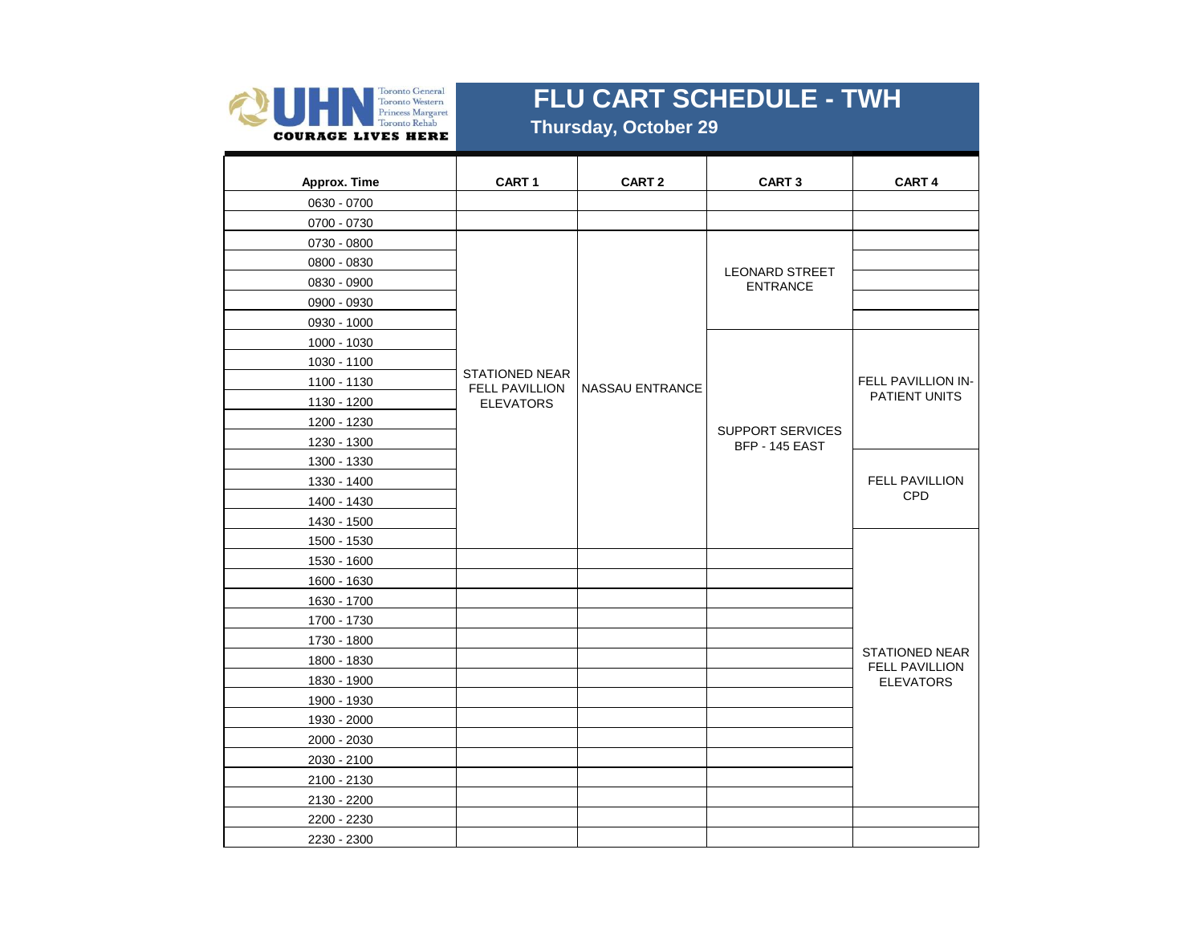UHN — Toronto General, Toronto Western, Princess Margaret, Toronto Rehab
COURAGE LIVES HERE

# FLU CART SCHEDULE - TWH

**Thursday, October 29**

| Approx. Time | CART 1 | CART 2 | CART 3 | CART 4 |
|---|---|---|---|---|
| 0630 - 0700 | | | | |
| 0700 - 0730 | | | | |
| 0730 - 0800 | STATIONED NEAR FELL PAVILLION ELEVATORS | NASSAU ENTRANCE | LEONARD STREET ENTRANCE | |
| 0800 - 0830 | STATIONED NEAR FELL PAVILLION ELEVATORS | NASSAU ENTRANCE | LEONARD STREET ENTRANCE | |
| 0830 - 0900 | STATIONED NEAR FELL PAVILLION ELEVATORS | NASSAU ENTRANCE | LEONARD STREET ENTRANCE | |
| 0900 - 0930 | STATIONED NEAR FELL PAVILLION ELEVATORS | NASSAU ENTRANCE | LEONARD STREET ENTRANCE | |
| 0930 - 1000 | STATIONED NEAR FELL PAVILLION ELEVATORS | NASSAU ENTRANCE | LEONARD STREET ENTRANCE | |
| 1000 - 1030 | STATIONED NEAR FELL PAVILLION ELEVATORS | NASSAU ENTRANCE | SUPPORT SERVICES BFP - 145 EAST | FELL PAVILLION IN-PATIENT UNITS |
| 1030 - 1100 | STATIONED NEAR FELL PAVILLION ELEVATORS | NASSAU ENTRANCE | SUPPORT SERVICES BFP - 145 EAST | FELL PAVILLION IN-PATIENT UNITS |
| 1100 - 1130 | STATIONED NEAR FELL PAVILLION ELEVATORS | NASSAU ENTRANCE | SUPPORT SERVICES BFP - 145 EAST | FELL PAVILLION IN-PATIENT UNITS |
| 1130 - 1200 | STATIONED NEAR FELL PAVILLION ELEVATORS | NASSAU ENTRANCE | SUPPORT SERVICES BFP - 145 EAST | FELL PAVILLION IN-PATIENT UNITS |
| 1200 - 1230 | STATIONED NEAR FELL PAVILLION ELEVATORS | NASSAU ENTRANCE | SUPPORT SERVICES BFP - 145 EAST | FELL PAVILLION IN-PATIENT UNITS |
| 1230 - 1300 | STATIONED NEAR FELL PAVILLION ELEVATORS | NASSAU ENTRANCE | SUPPORT SERVICES BFP - 145 EAST | FELL PAVILLION IN-PATIENT UNITS |
| 1300 - 1330 | STATIONED NEAR FELL PAVILLION ELEVATORS | NASSAU ENTRANCE | SUPPORT SERVICES BFP - 145 EAST | FELL PAVILLION CPD |
| 1330 - 1400 | STATIONED NEAR FELL PAVILLION ELEVATORS | NASSAU ENTRANCE | SUPPORT SERVICES BFP - 145 EAST | FELL PAVILLION CPD |
| 1400 - 1430 | STATIONED NEAR FELL PAVILLION ELEVATORS | NASSAU ENTRANCE | SUPPORT SERVICES BFP - 145 EAST | FELL PAVILLION CPD |
| 1430 - 1500 | STATIONED NEAR FELL PAVILLION ELEVATORS | NASSAU ENTRANCE | SUPPORT SERVICES BFP - 145 EAST | FELL PAVILLION CPD |
| 1500 - 1530 | | | | STATIONED NEAR FELL PAVILLION ELEVATORS |
| 1530 - 1600 | | | | STATIONED NEAR FELL PAVILLION ELEVATORS |
| 1600 - 1630 | | | | STATIONED NEAR FELL PAVILLION ELEVATORS |
| 1630 - 1700 | | | | STATIONED NEAR FELL PAVILLION ELEVATORS |
| 1700 - 1730 | | | | STATIONED NEAR FELL PAVILLION ELEVATORS |
| 1730 - 1800 | | | | STATIONED NEAR FELL PAVILLION ELEVATORS |
| 1800 - 1830 | | | | STATIONED NEAR FELL PAVILLION ELEVATORS |
| 1830 - 1900 | | | | STATIONED NEAR FELL PAVILLION ELEVATORS |
| 1900 - 1930 | | | | STATIONED NEAR FELL PAVILLION ELEVATORS |
| 1930 - 2000 | | | | STATIONED NEAR FELL PAVILLION ELEVATORS |
| 2000 - 2030 | | | | STATIONED NEAR FELL PAVILLION ELEVATORS |
| 2030 - 2100 | | | | STATIONED NEAR FELL PAVILLION ELEVATORS |
| 2100 - 2130 | | | | STATIONED NEAR FELL PAVILLION ELEVATORS |
| 2130 - 2200 | | | | STATIONED NEAR FELL PAVILLION ELEVATORS |
| 2200 - 2230 | | | | |
| 2230 - 2300 | | | | |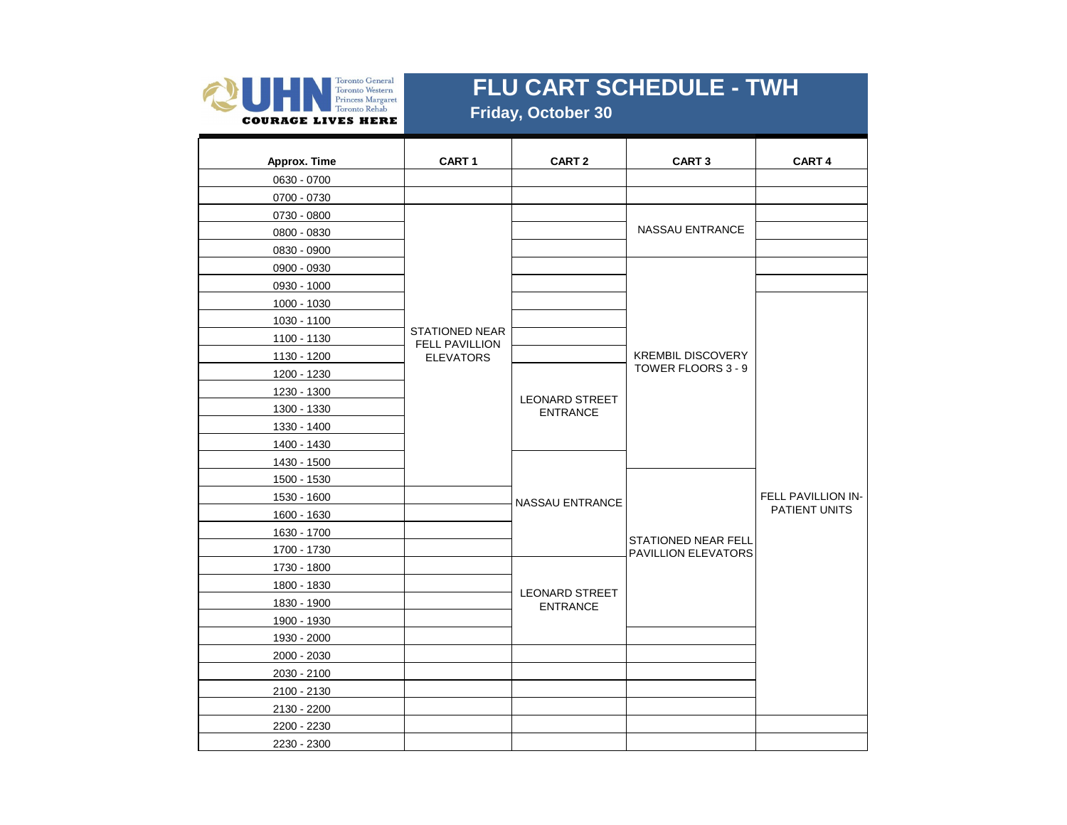# FLU CART SCHEDULE - TWH

**Friday, October 30**

| Approx. Time | CART 1 | CART 2 | CART 3 | CART 4 |
|---|---|---|---|---|
| 0630 - 0700 | | | | |
| 0700 - 0730 | | | | |
| 0730 - 0800 | STATIONED NEAR FELL PAVILLION ELEVATORS | | NASSAU ENTRANCE | |
| 0800 - 0830 | STATIONED NEAR FELL PAVILLION ELEVATORS | | NASSAU ENTRANCE | |
| 0830 - 0900 | STATIONED NEAR FELL PAVILLION ELEVATORS | | NASSAU ENTRANCE | |
| 0900 - 0930 | STATIONED NEAR FELL PAVILLION ELEVATORS | | KREMBIL DISCOVERY TOWER FLOORS 3 - 9 | |
| 0930 - 1000 | STATIONED NEAR FELL PAVILLION ELEVATORS | | KREMBIL DISCOVERY TOWER FLOORS 3 - 9 | |
| 1000 - 1030 | STATIONED NEAR FELL PAVILLION ELEVATORS | | KREMBIL DISCOVERY TOWER FLOORS 3 - 9 | FELL PAVILLION IN-PATIENT UNITS |
| 1030 - 1100 | STATIONED NEAR FELL PAVILLION ELEVATORS | | KREMBIL DISCOVERY TOWER FLOORS 3 - 9 | FELL PAVILLION IN-PATIENT UNITS |
| 1100 - 1130 | STATIONED NEAR FELL PAVILLION ELEVATORS | | KREMBIL DISCOVERY TOWER FLOORS 3 - 9 | FELL PAVILLION IN-PATIENT UNITS |
| 1130 - 1200 | STATIONED NEAR FELL PAVILLION ELEVATORS | | KREMBIL DISCOVERY TOWER FLOORS 3 - 9 | FELL PAVILLION IN-PATIENT UNITS |
| 1200 - 1230 | STATIONED NEAR FELL PAVILLION ELEVATORS | LEONARD STREET ENTRANCE | KREMBIL DISCOVERY TOWER FLOORS 3 - 9 | FELL PAVILLION IN-PATIENT UNITS |
| 1230 - 1300 | STATIONED NEAR FELL PAVILLION ELEVATORS | LEONARD STREET ENTRANCE | KREMBIL DISCOVERY TOWER FLOORS 3 - 9 | FELL PAVILLION IN-PATIENT UNITS |
| 1300 - 1330 | STATIONED NEAR FELL PAVILLION ELEVATORS | LEONARD STREET ENTRANCE | KREMBIL DISCOVERY TOWER FLOORS 3 - 9 | FELL PAVILLION IN-PATIENT UNITS |
| 1330 - 1400 | STATIONED NEAR FELL PAVILLION ELEVATORS | LEONARD STREET ENTRANCE | KREMBIL DISCOVERY TOWER FLOORS 3 - 9 | FELL PAVILLION IN-PATIENT UNITS |
| 1400 - 1430 | STATIONED NEAR FELL PAVILLION ELEVATORS | LEONARD STREET ENTRANCE | KREMBIL DISCOVERY TOWER FLOORS 3 - 9 | FELL PAVILLION IN-PATIENT UNITS |
| 1430 - 1500 | STATIONED NEAR FELL PAVILLION ELEVATORS | NASSAU ENTRANCE | KREMBIL DISCOVERY TOWER FLOORS 3 - 9 | FELL PAVILLION IN-PATIENT UNITS |
| 1500 - 1530 | STATIONED NEAR FELL PAVILLION ELEVATORS | NASSAU ENTRANCE | STATIONED NEAR FELL PAVILLION ELEVATORS | FELL PAVILLION IN-PATIENT UNITS |
| 1530 - 1600 | | NASSAU ENTRANCE | STATIONED NEAR FELL PAVILLION ELEVATORS | FELL PAVILLION IN-PATIENT UNITS |
| 1600 - 1630 | | NASSAU ENTRANCE | STATIONED NEAR FELL PAVILLION ELEVATORS | FELL PAVILLION IN-PATIENT UNITS |
| 1630 - 1700 | | NASSAU ENTRANCE | STATIONED NEAR FELL PAVILLION ELEVATORS | FELL PAVILLION IN-PATIENT UNITS |
| 1700 - 1730 | | NASSAU ENTRANCE | STATIONED NEAR FELL PAVILLION ELEVATORS | FELL PAVILLION IN-PATIENT UNITS |
| 1730 - 1800 | | LEONARD STREET ENTRANCE | STATIONED NEAR FELL PAVILLION ELEVATORS | FELL PAVILLION IN-PATIENT UNITS |
| 1800 - 1830 | | LEONARD STREET ENTRANCE | STATIONED NEAR FELL PAVILLION ELEVATORS | FELL PAVILLION IN-PATIENT UNITS |
| 1830 - 1900 | | LEONARD STREET ENTRANCE | STATIONED NEAR FELL PAVILLION ELEVATORS | FELL PAVILLION IN-PATIENT UNITS |
| 1900 - 1930 | | LEONARD STREET ENTRANCE | STATIONED NEAR FELL PAVILLION ELEVATORS | FELL PAVILLION IN-PATIENT UNITS |
| 1930 - 2000 | | | | FELL PAVILLION IN-PATIENT UNITS |
| 2000 - 2030 | | | | FELL PAVILLION IN-PATIENT UNITS |
| 2030 - 2100 | | | | FELL PAVILLION IN-PATIENT UNITS |
| 2100 - 2130 | | | | FELL PAVILLION IN-PATIENT UNITS |
| 2130 - 2200 | | | | FELL PAVILLION IN-PATIENT UNITS |
| 2200 - 2230 | | | | |
| 2230 - 2300 | | | | |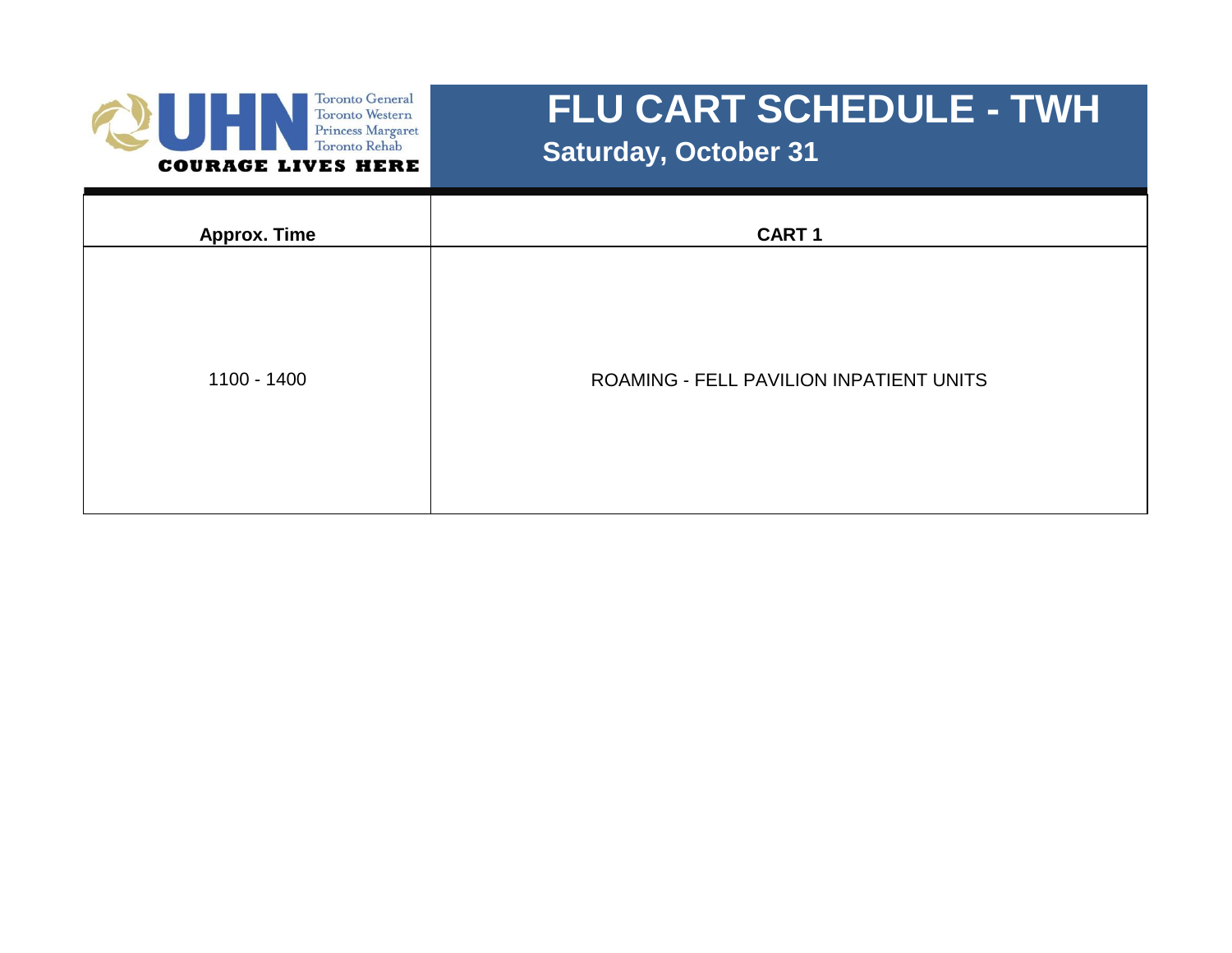Toronto General
Toronto Western
Princess Margaret
Toronto Rehab

COURAGE LIVES HERE

# FLU CART SCHEDULE - TWH

## Saturday, October 31

| Approx. Time | CART 1 |
|---|---|
| 1100 - 1400 | ROAMING - FELL PAVILION INPATIENT UNITS |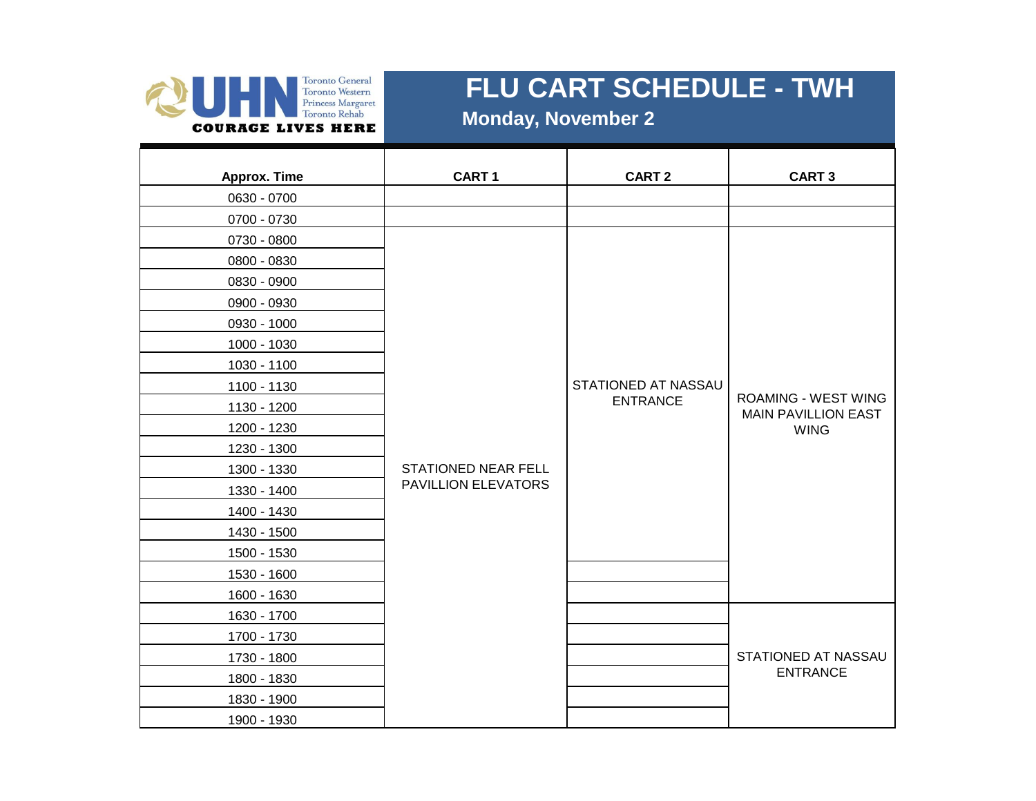UHN Toronto General Toronto Western Princess Margaret Toronto Rehab

COURAGE LIVES HERE

# FLU CART SCHEDULE - TWH

## Monday, November 2

| Approx. Time | CART 1 | CART 2 | CART 3 |
|---|---|---|---|
| 0630 - 0700 | | | |
| 0700 - 0730 | | | |
| 0730 - 0800 | STATIONED NEAR FELL PAVILLION ELEVATORS | STATIONED AT NASSAU ENTRANCE | ROAMING - WEST WING MAIN PAVILLION EAST WING |
| 0800 - 0830 | STATIONED NEAR FELL PAVILLION ELEVATORS | STATIONED AT NASSAU ENTRANCE | ROAMING - WEST WING MAIN PAVILLION EAST WING |
| 0830 - 0900 | STATIONED NEAR FELL PAVILLION ELEVATORS | STATIONED AT NASSAU ENTRANCE | ROAMING - WEST WING MAIN PAVILLION EAST WING |
| 0900 - 0930 | STATIONED NEAR FELL PAVILLION ELEVATORS | STATIONED AT NASSAU ENTRANCE | ROAMING - WEST WING MAIN PAVILLION EAST WING |
| 0930 - 1000 | STATIONED NEAR FELL PAVILLION ELEVATORS | STATIONED AT NASSAU ENTRANCE | ROAMING - WEST WING MAIN PAVILLION EAST WING |
| 1000 - 1030 | STATIONED NEAR FELL PAVILLION ELEVATORS | STATIONED AT NASSAU ENTRANCE | ROAMING - WEST WING MAIN PAVILLION EAST WING |
| 1030 - 1100 | STATIONED NEAR FELL PAVILLION ELEVATORS | STATIONED AT NASSAU ENTRANCE | ROAMING - WEST WING MAIN PAVILLION EAST WING |
| 1100 - 1130 | STATIONED NEAR FELL PAVILLION ELEVATORS | STATIONED AT NASSAU ENTRANCE | ROAMING - WEST WING MAIN PAVILLION EAST WING |
| 1130 - 1200 | STATIONED NEAR FELL PAVILLION ELEVATORS | STATIONED AT NASSAU ENTRANCE | ROAMING - WEST WING MAIN PAVILLION EAST WING |
| 1200 - 1230 | STATIONED NEAR FELL PAVILLION ELEVATORS | STATIONED AT NASSAU ENTRANCE | ROAMING - WEST WING MAIN PAVILLION EAST WING |
| 1230 - 1300 | STATIONED NEAR FELL PAVILLION ELEVATORS | STATIONED AT NASSAU ENTRANCE | ROAMING - WEST WING MAIN PAVILLION EAST WING |
| 1300 - 1330 | STATIONED NEAR FELL PAVILLION ELEVATORS | STATIONED AT NASSAU ENTRANCE | ROAMING - WEST WING MAIN PAVILLION EAST WING |
| 1330 - 1400 | STATIONED NEAR FELL PAVILLION ELEVATORS | STATIONED AT NASSAU ENTRANCE | ROAMING - WEST WING MAIN PAVILLION EAST WING |
| 1400 - 1430 | STATIONED NEAR FELL PAVILLION ELEVATORS | STATIONED AT NASSAU ENTRANCE | ROAMING - WEST WING MAIN PAVILLION EAST WING |
| 1430 - 1500 | STATIONED NEAR FELL PAVILLION ELEVATORS | STATIONED AT NASSAU ENTRANCE | ROAMING - WEST WING MAIN PAVILLION EAST WING |
| 1500 - 1530 | STATIONED NEAR FELL PAVILLION ELEVATORS | STATIONED AT NASSAU ENTRANCE | ROAMING - WEST WING MAIN PAVILLION EAST WING |
| 1530 - 1600 | STATIONED NEAR FELL PAVILLION ELEVATORS | | ROAMING - WEST WING MAIN PAVILLION EAST WING |
| 1600 - 1630 | STATIONED NEAR FELL PAVILLION ELEVATORS | | ROAMING - WEST WING MAIN PAVILLION EAST WING |
| 1630 - 1700 | STATIONED NEAR FELL PAVILLION ELEVATORS | | STATIONED AT NASSAU ENTRANCE |
| 1700 - 1730 | STATIONED NEAR FELL PAVILLION ELEVATORS | | STATIONED AT NASSAU ENTRANCE |
| 1730 - 1800 | STATIONED NEAR FELL PAVILLION ELEVATORS | | STATIONED AT NASSAU ENTRANCE |
| 1800 - 1830 | STATIONED NEAR FELL PAVILLION ELEVATORS | | STATIONED AT NASSAU ENTRANCE |
| 1830 - 1900 | STATIONED NEAR FELL PAVILLION ELEVATORS | | STATIONED AT NASSAU ENTRANCE |
| 1900 - 1930 | STATIONED NEAR FELL PAVILLION ELEVATORS | | STATIONED AT NASSAU ENTRANCE |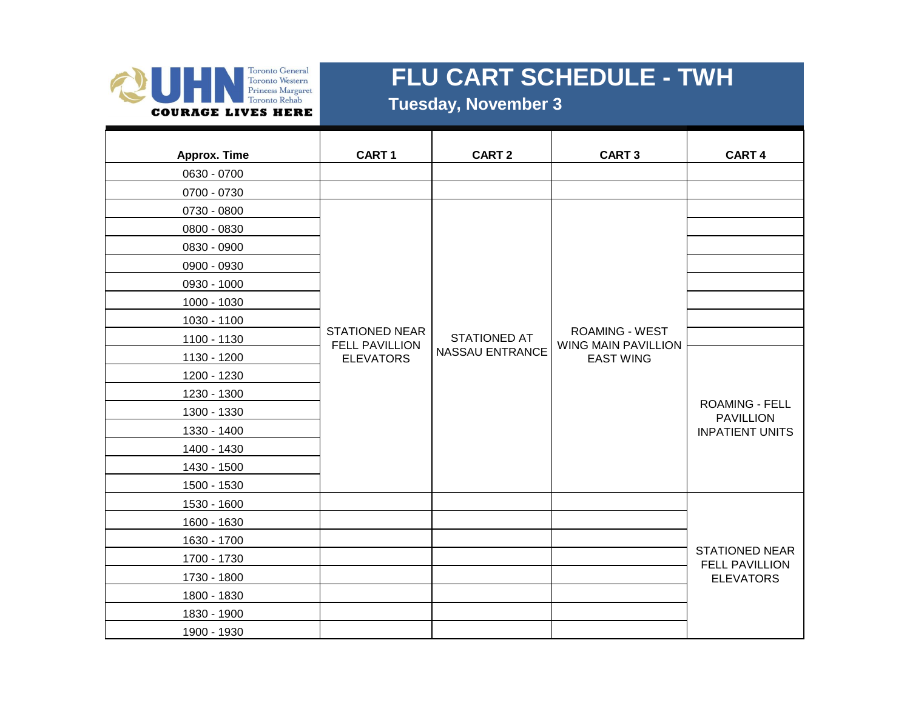UHN Toronto General Toronto Western Princess Margaret Toronto Rehab

COURAGE LIVES HERE

# FLU CART SCHEDULE - TWH

## Tuesday, November 3

| Approx. Time | CART 1 | CART 2 | CART 3 | CART 4 |
|---|---|---|---|---|
| 0630 - 0700 | | | | |
| 0700 - 0730 | | | | |
| 0730 - 0800 | STATIONED NEAR FELL PAVILLION ELEVATORS | STATIONED AT NASSAU ENTRANCE | ROAMING - WEST WING MAIN PAVILLION EAST WING | |
| 0800 - 0830 | | | | |
| 0830 - 0900 | | | | |
| 0900 - 0930 | | | | |
| 0930 - 1000 | | | | |
| 1000 - 1030 | | | | |
| 1030 - 1100 | | | | |
| 1100 - 1130 | | | | |
| 1130 - 1200 | | | | ROAMING - FELL PAVILLION INPATIENT UNITS |
| 1200 - 1230 | | | | |
| 1230 - 1300 | | | | |
| 1300 - 1330 | | | | |
| 1330 - 1400 | | | | |
| 1400 - 1430 | | | | |
| 1430 - 1500 | | | | |
| 1500 - 1530 | | | | |
| 1530 - 1600 | | | | STATIONED NEAR FELL PAVILLION ELEVATORS |
| 1600 - 1630 | | | | |
| 1630 - 1700 | | | | |
| 1700 - 1730 | | | | |
| 1730 - 1800 | | | | |
| 1800 - 1830 | | | | |
| 1830 - 1900 | | | | |
| 1900 - 1930 | | | | |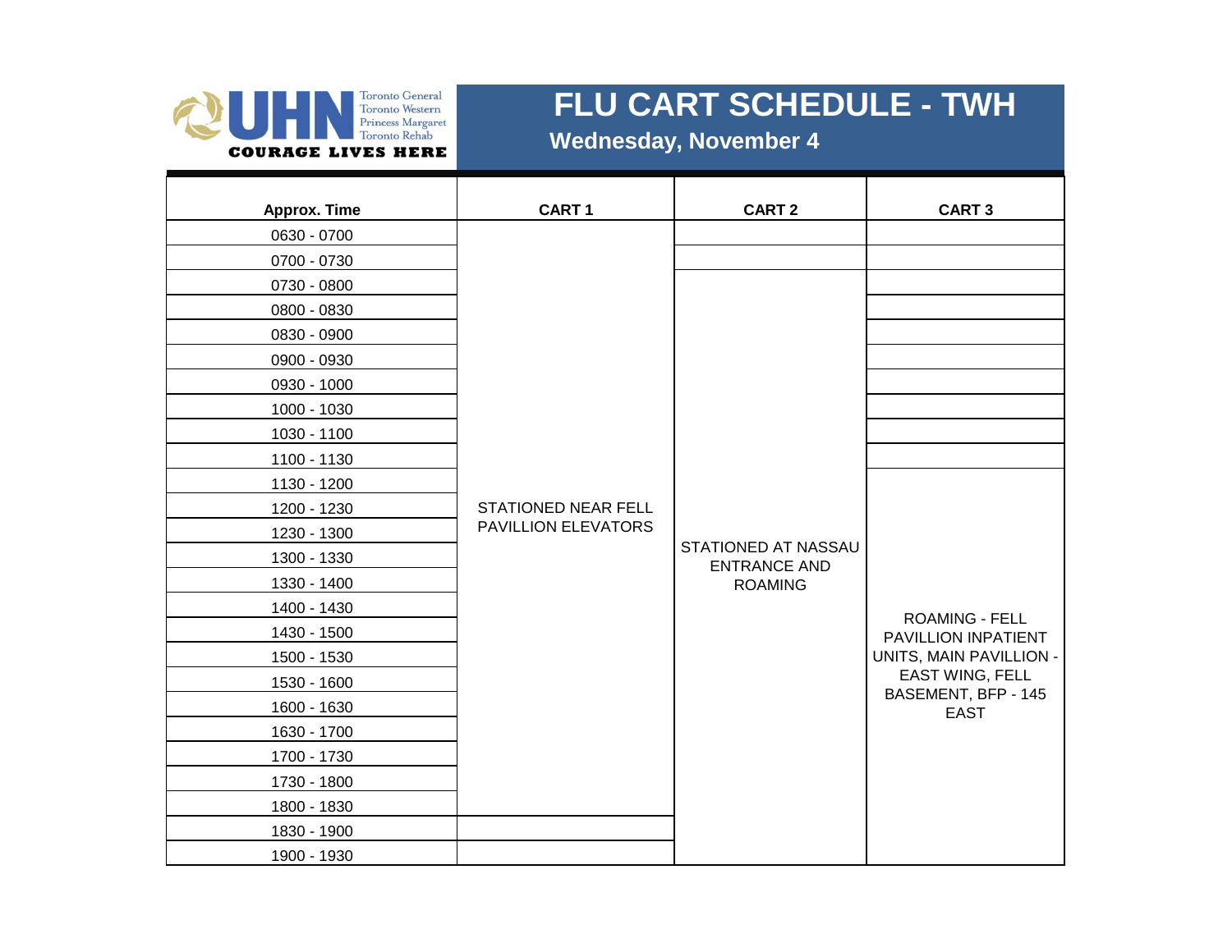# FLU CART SCHEDULE - TWH

**Wednesday, November 4**

| Approx. Time | CART 1 | CART 2 | CART 3 |
|---|---|---|---|
| 0630 - 0700 | STATIONED NEAR FELL PAVILLION ELEVATORS | | |
| 0700 - 0730 | STATIONED NEAR FELL PAVILLION ELEVATORS | | |
| 0730 - 0800 | STATIONED NEAR FELL PAVILLION ELEVATORS | STATIONED AT NASSAU ENTRANCE AND ROAMING | |
| 0800 - 0830 | STATIONED NEAR FELL PAVILLION ELEVATORS | STATIONED AT NASSAU ENTRANCE AND ROAMING | |
| 0830 - 0900 | STATIONED NEAR FELL PAVILLION ELEVATORS | STATIONED AT NASSAU ENTRANCE AND ROAMING | |
| 0900 - 0930 | STATIONED NEAR FELL PAVILLION ELEVATORS | STATIONED AT NASSAU ENTRANCE AND ROAMING | |
| 0930 - 1000 | STATIONED NEAR FELL PAVILLION ELEVATORS | STATIONED AT NASSAU ENTRANCE AND ROAMING | |
| 1000 - 1030 | STATIONED NEAR FELL PAVILLION ELEVATORS | STATIONED AT NASSAU ENTRANCE AND ROAMING | |
| 1030 - 1100 | STATIONED NEAR FELL PAVILLION ELEVATORS | STATIONED AT NASSAU ENTRANCE AND ROAMING | |
| 1100 - 1130 | STATIONED NEAR FELL PAVILLION ELEVATORS | STATIONED AT NASSAU ENTRANCE AND ROAMING | |
| 1130 - 1200 | STATIONED NEAR FELL PAVILLION ELEVATORS | STATIONED AT NASSAU ENTRANCE AND ROAMING | ROAMING - FELL PAVILLION INPATIENT UNITS, MAIN PAVILLION - EAST WING, FELL BASEMENT, BFP - 145 EAST |
| 1200 - 1230 | STATIONED NEAR FELL PAVILLION ELEVATORS | STATIONED AT NASSAU ENTRANCE AND ROAMING | ROAMING - FELL PAVILLION INPATIENT UNITS, MAIN PAVILLION - EAST WING, FELL BASEMENT, BFP - 145 EAST |
| 1230 - 1300 | STATIONED NEAR FELL PAVILLION ELEVATORS | STATIONED AT NASSAU ENTRANCE AND ROAMING | ROAMING - FELL PAVILLION INPATIENT UNITS, MAIN PAVILLION - EAST WING, FELL BASEMENT, BFP - 145 EAST |
| 1300 - 1330 | STATIONED NEAR FELL PAVILLION ELEVATORS | STATIONED AT NASSAU ENTRANCE AND ROAMING | ROAMING - FELL PAVILLION INPATIENT UNITS, MAIN PAVILLION - EAST WING, FELL BASEMENT, BFP - 145 EAST |
| 1330 - 1400 | STATIONED NEAR FELL PAVILLION ELEVATORS | STATIONED AT NASSAU ENTRANCE AND ROAMING | ROAMING - FELL PAVILLION INPATIENT UNITS, MAIN PAVILLION - EAST WING, FELL BASEMENT, BFP - 145 EAST |
| 1400 - 1430 | STATIONED NEAR FELL PAVILLION ELEVATORS | STATIONED AT NASSAU ENTRANCE AND ROAMING | ROAMING - FELL PAVILLION INPATIENT UNITS, MAIN PAVILLION - EAST WING, FELL BASEMENT, BFP - 145 EAST |
| 1430 - 1500 | STATIONED NEAR FELL PAVILLION ELEVATORS | STATIONED AT NASSAU ENTRANCE AND ROAMING | ROAMING - FELL PAVILLION INPATIENT UNITS, MAIN PAVILLION - EAST WING, FELL BASEMENT, BFP - 145 EAST |
| 1500 - 1530 | STATIONED NEAR FELL PAVILLION ELEVATORS | STATIONED AT NASSAU ENTRANCE AND ROAMING | ROAMING - FELL PAVILLION INPATIENT UNITS, MAIN PAVILLION - EAST WING, FELL BASEMENT, BFP - 145 EAST |
| 1530 - 1600 | STATIONED NEAR FELL PAVILLION ELEVATORS | STATIONED AT NASSAU ENTRANCE AND ROAMING | ROAMING - FELL PAVILLION INPATIENT UNITS, MAIN PAVILLION - EAST WING, FELL BASEMENT, BFP - 145 EAST |
| 1600 - 1630 | STATIONED NEAR FELL PAVILLION ELEVATORS | STATIONED AT NASSAU ENTRANCE AND ROAMING | ROAMING - FELL PAVILLION INPATIENT UNITS, MAIN PAVILLION - EAST WING, FELL BASEMENT, BFP - 145 EAST |
| 1630 - 1700 | STATIONED NEAR FELL PAVILLION ELEVATORS | STATIONED AT NASSAU ENTRANCE AND ROAMING | ROAMING - FELL PAVILLION INPATIENT UNITS, MAIN PAVILLION - EAST WING, FELL BASEMENT, BFP - 145 EAST |
| 1700 - 1730 | STATIONED NEAR FELL PAVILLION ELEVATORS | STATIONED AT NASSAU ENTRANCE AND ROAMING | ROAMING - FELL PAVILLION INPATIENT UNITS, MAIN PAVILLION - EAST WING, FELL BASEMENT, BFP - 145 EAST |
| 1730 - 1800 | STATIONED NEAR FELL PAVILLION ELEVATORS | STATIONED AT NASSAU ENTRANCE AND ROAMING | ROAMING - FELL PAVILLION INPATIENT UNITS, MAIN PAVILLION - EAST WING, FELL BASEMENT, BFP - 145 EAST |
| 1800 - 1830 | STATIONED NEAR FELL PAVILLION ELEVATORS | STATIONED AT NASSAU ENTRANCE AND ROAMING | ROAMING - FELL PAVILLION INPATIENT UNITS, MAIN PAVILLION - EAST WING, FELL BASEMENT, BFP - 145 EAST |
| 1830 - 1900 | | STATIONED AT NASSAU ENTRANCE AND ROAMING | ROAMING - FELL PAVILLION INPATIENT UNITS, MAIN PAVILLION - EAST WING, FELL BASEMENT, BFP - 145 EAST |
| 1900 - 1930 | | STATIONED AT NASSAU ENTRANCE AND ROAMING | ROAMING - FELL PAVILLION INPATIENT UNITS, MAIN PAVILLION - EAST WING, FELL BASEMENT, BFP - 145 EAST |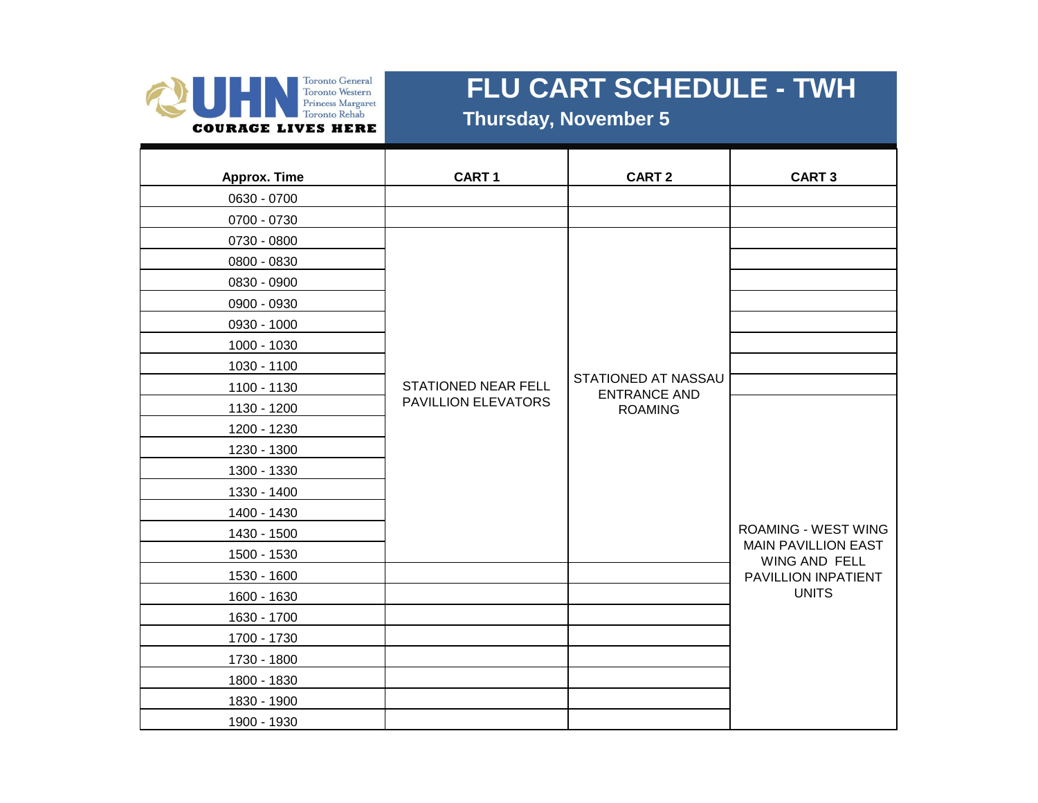UHN Toronto General Toronto Western Princess Margaret Toronto Rehab
COURAGE LIVES HERE

# FLU CART SCHEDULE - TWH

**Thursday, November 5**

| Approx. Time | CART 1 | CART 2 | CART 3 |
|---|---|---|---|
| 0630 - 0700 | | | |
| 0700 - 0730 | | | |
| 0730 - 0800 | STATIONED NEAR FELL PAVILLION ELEVATORS | STATIONED AT NASSAU ENTRANCE AND ROAMING | |
| 0800 - 0830 | | | |
| 0830 - 0900 | | | |
| 0900 - 0930 | | | |
| 0930 - 1000 | | | |
| 1000 - 1030 | | | |
| 1030 - 1100 | | | |
| 1100 - 1130 | | | |
| 1130 - 1200 | | | ROAMING - WEST WING MAIN PAVILLION EAST WING AND FELL PAVILLION INPATIENT UNITS |
| 1200 - 1230 | | | |
| 1230 - 1300 | | | |
| 1300 - 1330 | | | |
| 1330 - 1400 | | | |
| 1400 - 1430 | | | |
| 1430 - 1500 | | | |
| 1500 - 1530 | | | |
| 1530 - 1600 | | | |
| 1600 - 1630 | | | |
| 1630 - 1700 | | | |
| 1700 - 1730 | | | |
| 1730 - 1800 | | | |
| 1800 - 1830 | | | |
| 1830 - 1900 | | | |
| 1900 - 1930 | | | |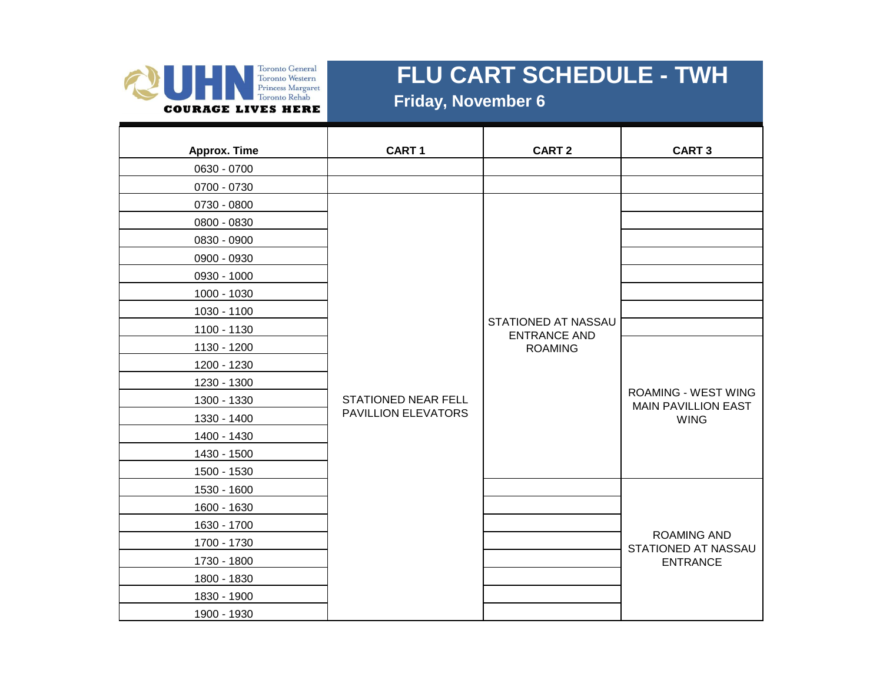UHN Toronto General Toronto Western Princess Margaret Toronto Rehab
COURAGE LIVES HERE

# FLU CART SCHEDULE - TWH

**Friday, November 6**

| Approx. Time | CART 1 | CART 2 | CART 3 |
|---|---|---|---|
| 0630 - 0700 | | | |
| 0700 - 0730 | | | |
| 0730 - 0800 | STATIONED NEAR FELL PAVILLION ELEVATORS | STATIONED AT NASSAU ENTRANCE AND ROAMING | |
| 0800 - 0830 | | | |
| 0830 - 0900 | | | |
| 0900 - 0930 | | | |
| 0930 - 1000 | | | |
| 1000 - 1030 | | | |
| 1030 - 1100 | | | |
| 1100 - 1130 | | | |
| 1130 - 1200 | | | ROAMING - WEST WING MAIN PAVILLION EAST WING |
| 1200 - 1230 | | | |
| 1230 - 1300 | | | |
| 1300 - 1330 | | | |
| 1330 - 1400 | | | |
| 1400 - 1430 | | | |
| 1430 - 1500 | | | |
| 1500 - 1530 | | | |
| 1530 - 1600 | | | ROAMING AND STATIONED AT NASSAU ENTRANCE |
| 1600 - 1630 | | | |
| 1630 - 1700 | | | |
| 1700 - 1730 | | | |
| 1730 - 1800 | | | |
| 1800 - 1830 | | | |
| 1830 - 1900 | | | |
| 1900 - 1930 | | | |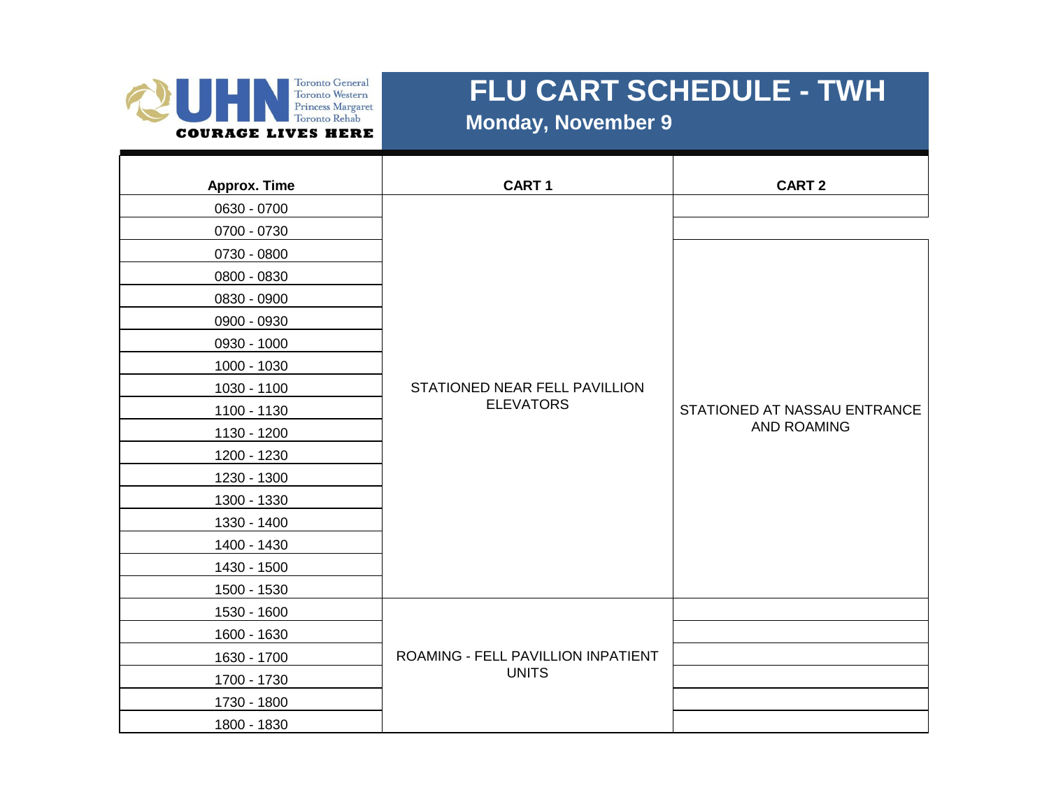UHN — Toronto General, Toronto Western, Princess Margaret, Toronto Rehab — COURAGE LIVES HERE

# FLU CART SCHEDULE - TWH

## Monday, November 9

| Approx. Time | CART 1 | CART 2 |
|---|---|---|
| 0630 - 0700 | STATIONED NEAR FELL PAVILLION ELEVATORS | |
| 0700 - 0730 | | |
| 0730 - 0800 | | STATIONED AT NASSAU ENTRANCE AND ROAMING |
| 0800 - 0830 | | |
| 0830 - 0900 | | |
| 0900 - 0930 | | |
| 0930 - 1000 | | |
| 1000 - 1030 | | |
| 1030 - 1100 | | |
| 1100 - 1130 | | |
| 1130 - 1200 | | |
| 1200 - 1230 | | |
| 1230 - 1300 | | |
| 1300 - 1330 | | |
| 1330 - 1400 | | |
| 1400 - 1430 | | |
| 1430 - 1500 | | |
| 1500 - 1530 | | |
| 1530 - 1600 | ROAMING - FELL PAVILLION INPATIENT UNITS | |
| 1600 - 1630 | | |
| 1630 - 1700 | | |
| 1700 - 1730 | | |
| 1730 - 1800 | | |
| 1800 - 1830 | | |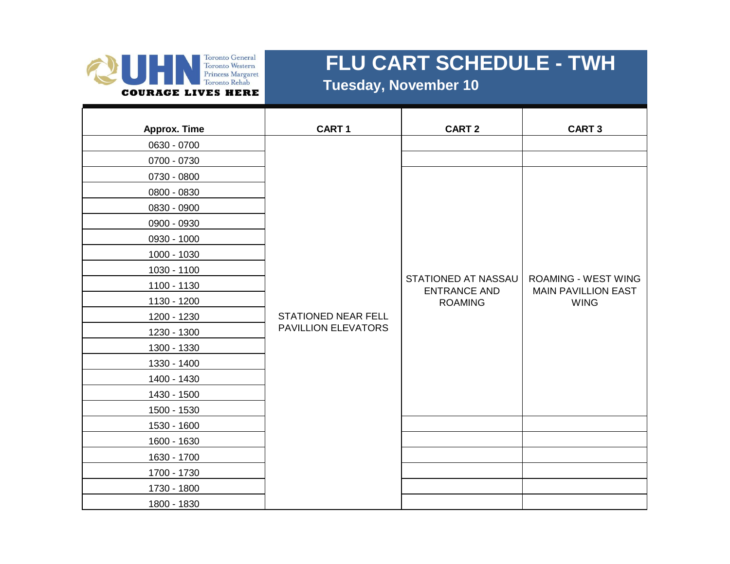# FLU CART SCHEDULE - TWH

## Tuesday, November 10

| Approx. Time | CART 1 | CART 2 | CART 3 |
|---|---|---|---|
| 0630 - 0700 | STATIONED NEAR FELL PAVILLION ELEVATORS | | |
| 0700 - 0730 | | | |
| 0730 - 0800 | | STATIONED AT NASSAU ENTRANCE AND ROAMING | ROAMING - WEST WING MAIN PAVILLION EAST WING |
| 0800 - 0830 | | | |
| 0830 - 0900 | | | |
| 0900 - 0930 | | | |
| 0930 - 1000 | | | |
| 1000 - 1030 | | | |
| 1030 - 1100 | | | |
| 1100 - 1130 | | | |
| 1130 - 1200 | | | |
| 1200 - 1230 | | | |
| 1230 - 1300 | | | |
| 1300 - 1330 | | | |
| 1330 - 1400 | | | |
| 1400 - 1430 | | | |
| 1430 - 1500 | | | |
| 1500 - 1530 | | | |
| 1530 - 1600 | | | |
| 1600 - 1630 | | | |
| 1630 - 1700 | | | |
| 1700 - 1730 | | | |
| 1730 - 1800 | | | |
| 1800 - 1830 | | | |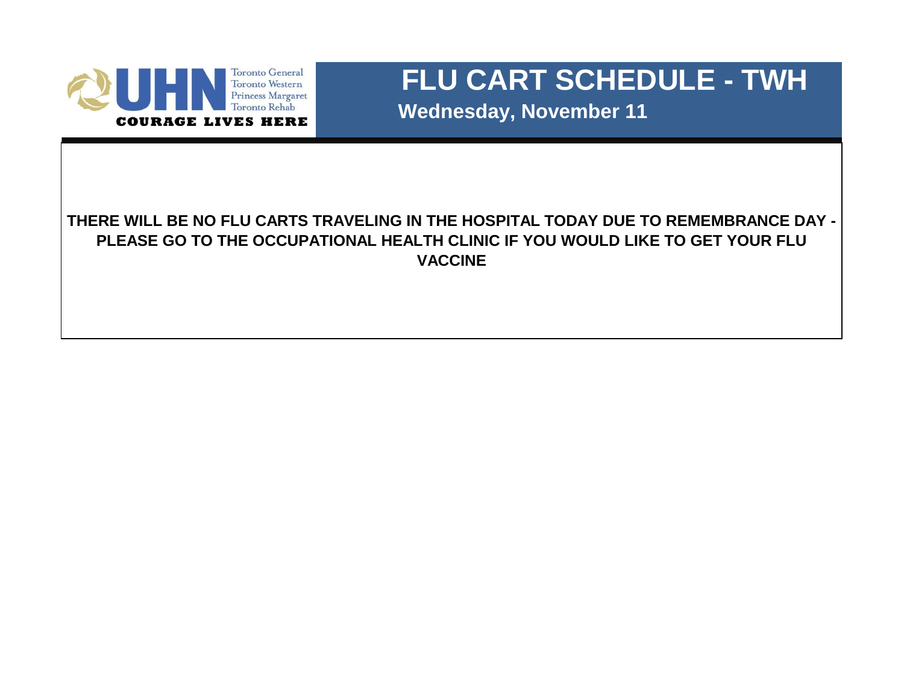Toronto General
Toronto Western
Princess Margaret
Toronto Rehab

COURAGE LIVES HERE

# FLU CART SCHEDULE - TWH

## Wednesday, November 11

**THERE WILL BE NO FLU CARTS TRAVELING IN THE HOSPITAL TODAY DUE TO REMEMBRANCE DAY - PLEASE GO TO THE OCCUPATIONAL HEALTH CLINIC IF YOU WOULD LIKE TO GET YOUR FLU VACCINE**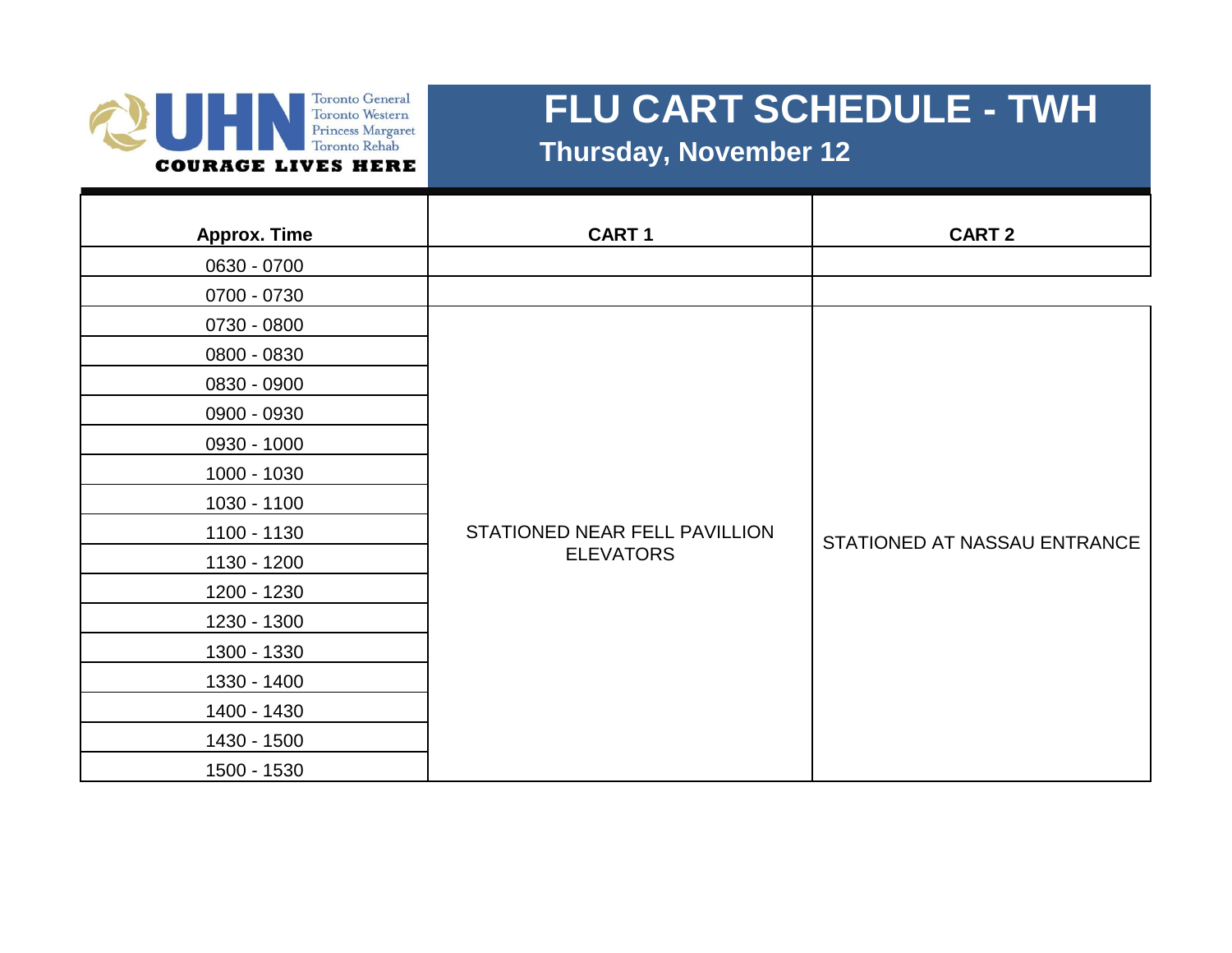UHN — Toronto General, Toronto Western, Princess Margaret, Toronto Rehab — COURAGE LIVES HERE

# FLU CART SCHEDULE - TWH

## Thursday, November 12

| Approx. Time | CART 1 | CART 2 |
|---|---|---|
| 0630 - 0700 | | |
| 0700 - 0730 | | |
| 0730 - 0800 | STATIONED NEAR FELL PAVILLION ELEVATORS | STATIONED AT NASSAU ENTRANCE |
| 0800 - 0830 | | |
| 0830 - 0900 | | |
| 0900 - 0930 | | |
| 0930 - 1000 | | |
| 1000 - 1030 | | |
| 1030 - 1100 | | |
| 1100 - 1130 | | |
| 1130 - 1200 | | |
| 1200 - 1230 | | |
| 1230 - 1300 | | |
| 1300 - 1330 | | |
| 1330 - 1400 | | |
| 1400 - 1430 | | |
| 1430 - 1500 | | |
| 1500 - 1530 | | |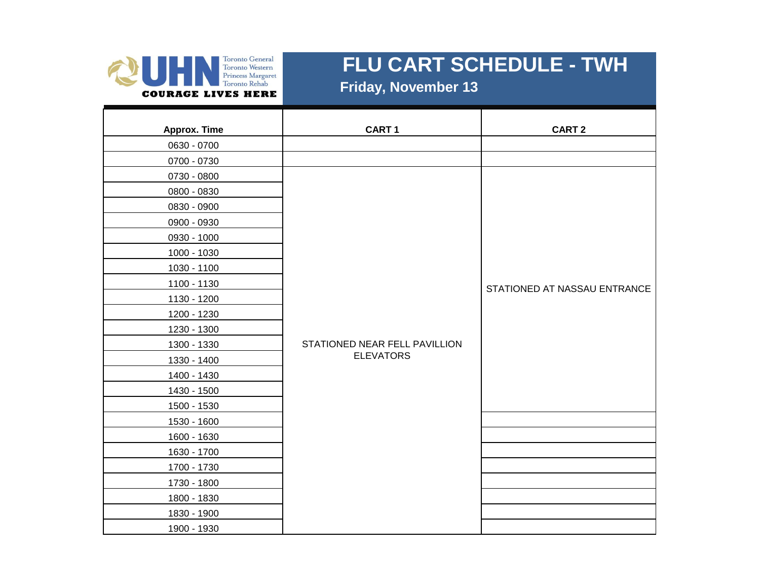UHN Toronto General Toronto Western Princess Margaret Toronto Rehab

COURAGE LIVES HERE

# FLU CART SCHEDULE - TWH

## Friday, November 13

| Approx. Time | CART 1 | CART 2 |
|---|---|---|
| 0630 - 0700 | | |
| 0700 - 0730 | | |
| 0730 - 0800 | STATIONED NEAR FELL PAVILLION ELEVATORS | STATIONED AT NASSAU ENTRANCE |
| 0800 - 0830 | | |
| 0830 - 0900 | | |
| 0900 - 0930 | | |
| 0930 - 1000 | | |
| 1000 - 1030 | | |
| 1030 - 1100 | | |
| 1100 - 1130 | | |
| 1130 - 1200 | | |
| 1200 - 1230 | | |
| 1230 - 1300 | | |
| 1300 - 1330 | | |
| 1330 - 1400 | | |
| 1400 - 1430 | | |
| 1430 - 1500 | | |
| 1500 - 1530 | | |
| 1530 - 1600 | | |
| 1600 - 1630 | | |
| 1630 - 1700 | | |
| 1700 - 1730 | | |
| 1730 - 1800 | | |
| 1800 - 1830 | | |
| 1830 - 1900 | | |
| 1900 - 1930 | | |